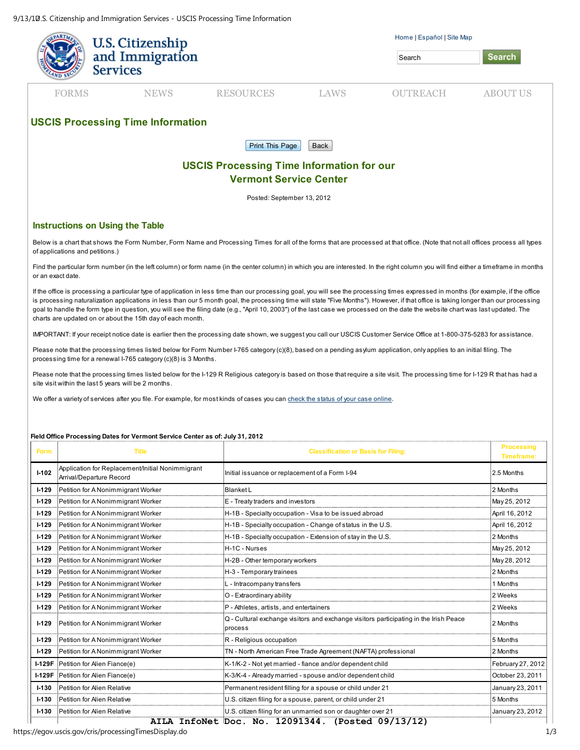# U.S. Citizenship and Immigration Services

Home | Español | Site Map

FORMS NEWS RESOURCES LAWS OUTREACH ABOUT US

## USCIS Processing Time Information

### USCIS Processing Time Information for our Vermont Service Center

Posted: September 13, 2012

### Instructions on Using the Table

Below is a chart that shows the Form Number, Form Name and Processing Times for all of the forms that are processed at that office. (Note that not all offices process all types of applications and petitions.)

Find the particular form number (in the left column) or form name (in the center column) in which you are interested. In the right column you will find either a timeframe in months or an exact date.

If the office is processing a particular type of application in less time than our processing goal, you will see the processing times expressed in months (for example, if the office is processing naturalization applications in less than our 5 month goal, the processing time will state "Five Months"). However, if that office is taking longer than our processing goal to handle the form type in question, you will see the filing date (e.g., "April 10, 2003") of the last case we processed on the date the website chart was last updated. The charts are updated on or about the 15th day of each month.

IMPORTANT: If your receipt notice date is earlier then the processing date shown, we suggest you call our USCIS Customer Service Office at 1-800-375-5283 for assistance.

Please note that the processing times listed below for Form Number I-765 category (c)(8), based on a pending asylum application, only applies to an initial filing. The processing time for a renewal I-765 category (c)(8) is 3 Months.

Please note that the processing times listed below for the I-129 R Religious category is based on those that require a site visit. The processing time for I-129 R that has had a site visit within the last 5 years will be 2 months.

We offer a variety of services after you file. For example, for most kinds of cases you can check the status of your case online.

**Field Office Processing Dates for Vermont Service Center as of: July 31, 2012**

| Form | Title | Classification or Basis for Filing: | Processing Timeframe: |
|---|---|---|---|
| I-102 | Application for Replacement/Initial Nonimmigrant Arrival/Departure Record | Initial issuance or replacement of a Form I-94 | 2.5 Months |
| I-129 | Petition for A Nonimmigrant Worker | Blanket L | 2 Months |
| I-129 | Petition for A Nonimmigrant Worker | E - Treaty traders and investors | May 25, 2012 |
| I-129 | Petition for A Nonimmigrant Worker | H-1B - Specialty occupation - Visa to be issued abroad | April 16, 2012 |
| I-129 | Petition for A Nonimmigrant Worker | H-1B - Specialty occupation - Change of status in the U.S. | April 16, 2012 |
| I-129 | Petition for A Nonimmigrant Worker | H-1B - Specialty occupation - Extension of stay in the U.S. | 2 Months |
| I-129 | Petition for A Nonimmigrant Worker | H-1C - Nurses | May 25, 2012 |
| I-129 | Petition for A Nonimmigrant Worker | H-2B - Other temporary workers | May 28, 2012 |
| I-129 | Petition for A Nonimmigrant Worker | H-3 - Temporary trainees | 2 Months |
| I-129 | Petition for A Nonimmigrant Worker | L - Intracompany transfers | 1 Months |
| I-129 | Petition for A Nonimmigrant Worker | O - Extraordinary ability | 2 Weeks |
| I-129 | Petition for A Nonimmigrant Worker | P - Athletes, artists, and entertainers | 2 Weeks |
| I-129 | Petition for A Nonimmigrant Worker | Q - Cultural exchange visitors and exchange visitors participating in the Irish Peace process | 2 Months |
| I-129 | Petition for A Nonimmigrant Worker | R - Religious occupation | 5 Months |
| I-129 | Petition for A Nonimmigrant Worker | TN - North American Free Trade Agreement (NAFTA) professional | 2 Months |
| I-129F | Petition for Alien Fiance(e) | K-1/K-2 - Not yet married - fiance and/or dependent child | February 27, 2012 |
| I-129F | Petition for Alien Fiance(e) | K-3/K-4 - Already married - spouse and/or dependent child | October 23, 2011 |
| I-130 | Petition for Alien Relative | Permanent resident filling for a spouse or child under 21 | January 23, 2011 |
| I-130 | Petition for Alien Relative | U.S. citizen filing for a spouse, parent, or child under 21 | 5 Months |
| I-130 | Petition for Alien Relative | U.S. citizen filing for an unmarried son or daughter over 21 | January 23, 2012 |

AILA InfoNet Doc. No. 12091344. (Posted 09/13/12)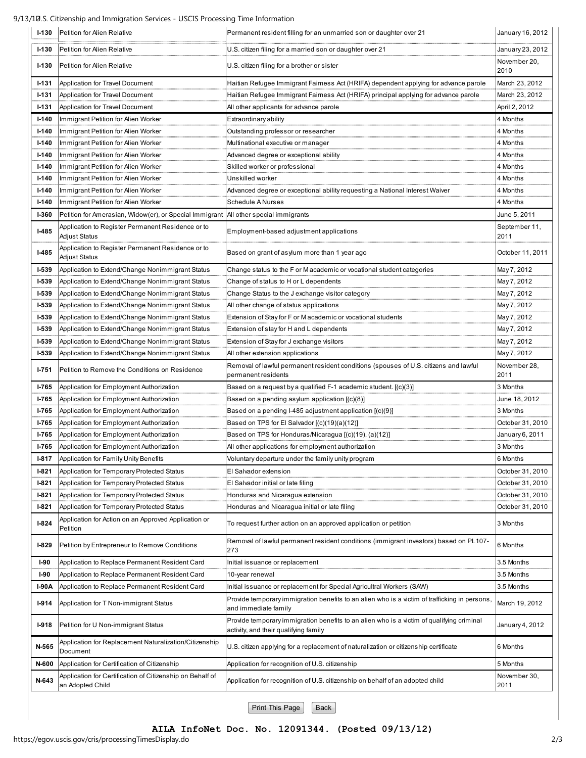| | | | |
|---|---|---|---|
| I-130 | Petition for Alien Relative | Permanent resident filling for an unmarried son or daughter over 21 | January 16, 2012 |
| I-130 | Petition for Alien Relative | U.S. citizen filing for a married son or daughter over 21 | January 23, 2012 |
| I-130 | Petition for Alien Relative | U.S. citizen filing for a brother or sister | November 20, 2010 |
| I-131 | Application for Travel Document | Haitian Refugee Immigrant Fairness Act (HRIFA) dependent applying for advance parole | March 23, 2012 |
| I-131 | Application for Travel Document | Haitian Refugee Immigrant Fairness Act (HRIFA) principal applying for advance parole | March 23, 2012 |
| I-131 | Application for Travel Document | All other applicants for advance parole | April 2, 2012 |
| I-140 | Immigrant Petition for Alien Worker | Extraordinary ability | 4 Months |
| I-140 | Immigrant Petition for Alien Worker | Outstanding professor or researcher | 4 Months |
| I-140 | Immigrant Petition for Alien Worker | Multinational executive or manager | 4 Months |
| I-140 | Immigrant Petition for Alien Worker | Advanced degree or exceptional ability | 4 Months |
| I-140 | Immigrant Petition for Alien Worker | Skilled worker or professional | 4 Months |
| I-140 | Immigrant Petition for Alien Worker | Unskilled worker | 4 Months |
| I-140 | Immigrant Petition for Alien Worker | Advanced degree or exceptional ability requesting a National Interest Waiver | 4 Months |
| I-140 | Immigrant Petition for Alien Worker | Schedule A Nurses | 4 Months |
| I-360 | Petition for Amerasian, Widow(er), or Special Immigrant | All other special immigrants | June 5, 2011 |
| I-485 | Application to Register Permanent Residence or to Adjust Status | Employment-based adjustment applications | September 11, 2011 |
| I-485 | Application to Register Permanent Residence or to Adjust Status | Based on grant of asylum more than 1 year ago | October 11, 2011 |
| I-539 | Application to Extend/Change Nonimmigrant Status | Change status to the F or M academic or vocational student categories | May 7, 2012 |
| I-539 | Application to Extend/Change Nonimmigrant Status | Change of status to H or L dependents | May 7, 2012 |
| I-539 | Application to Extend/Change Nonimmigrant Status | Change Status to the J exchange visitor category | May 7, 2012 |
| I-539 | Application to Extend/Change Nonimmigrant Status | All other change of status applications | May 7, 2012 |
| I-539 | Application to Extend/Change Nonimmigrant Status | Extension of Stay for F or M academic or vocational students | May 7, 2012 |
| I-539 | Application to Extend/Change Nonimmigrant Status | Extension of stay for H and L dependents | May 7, 2012 |
| I-539 | Application to Extend/Change Nonimmigrant Status | Extension of Stay for J exchange visitors | May 7, 2012 |
| I-539 | Application to Extend/Change Nonimmigrant Status | All other extension applications | May 7, 2012 |
| I-751 | Petition to Remove the Conditions on Residence | Removal of lawful permanent resident conditions (spouses of U.S. citizens and lawful permanent residents | November 28, 2011 |
| I-765 | Application for Employment Authorization | Based on a request by a qualified F-1 academic student. [(c)(3)] | 3 Months |
| I-765 | Application for Employment Authorization | Based on a pending asylum application [(c)(8)] | June 18, 2012 |
| I-765 | Application for Employment Authorization | Based on a pending I-485 adjustment application [(c)(9)] | 3 Months |
| I-765 | Application for Employment Authorization | Based on TPS for El Salvador [(c)(19)(a)(12)] | October 31, 2010 |
| I-765 | Application for Employment Authorization | Based on TPS for Honduras/Nicaragua [(c)(19), (a)(12)] | January 6, 2011 |
| I-765 | Application for Employment Authorization | All other applications for employment authorization | 3 Months |
| I-817 | Application for Family Unity Benefits | Voluntary departure under the family unity program | 6 Months |
| I-821 | Application for Temporary Protected Status | El Salvador extension | October 31, 2010 |
| I-821 | Application for Temporary Protected Status | El Salvador initial or late filing | October 31, 2010 |
| I-821 | Application for Temporary Protected Status | Honduras and Nicaragua extension | October 31, 2010 |
| I-821 | Application for Temporary Protected Status | Honduras and Nicaragua initial or late filing | October 31, 2010 |
| I-824 | Application for Action on an Approved Application or Petition | To request further action on an approved application or petition | 3 Months |
| I-829 | Petition by Entrepreneur to Remove Conditions | Removal of lawful permanent resident conditions (immigrant investors) based on PL107-273 | 6 Months |
| I-90 | Application to Replace Permanent Resident Card | Initial issuance or replacement | 3.5 Months |
| I-90 | Application to Replace Permanent Resident Card | 10-year renewal | 3.5 Months |
| I-90A | Application to Replace Permanent Resident Card | Initial issuance or replacement for Special Agricultral Workers (SAW) | 3.5 Months |
| I-914 | Application for T Non-immigrant Status | Provide temporary immigration benefits to an alien who is a victim of trafficking in persons, and immediate family | March 19, 2012 |
| I-918 | Petition for U Non-immigrant Status | Provide temporary immigration benefits to an alien who is a victim of qualifying criminal activity, and their qualifying family | January 4, 2012 |
| N-565 | Application for Replacement Naturalization/Citizenship Document | U.S. citizen applying for a replacement of naturalization or citizenship certificate | 6 Months |
| N-600 | Application for Certification of Citizenship | Application for recognition of U.S. citizenship | 5 Months |
| N-643 | Application for Certification of Citizenship on Behalf of an Adopted Child | Application for recognition of U.S. citizenship on behalf of an adopted child | November 30, 2011 |

Print This Page | Back

**AILA InfoNet Doc. No. 12091344. (Posted 09/13/12)**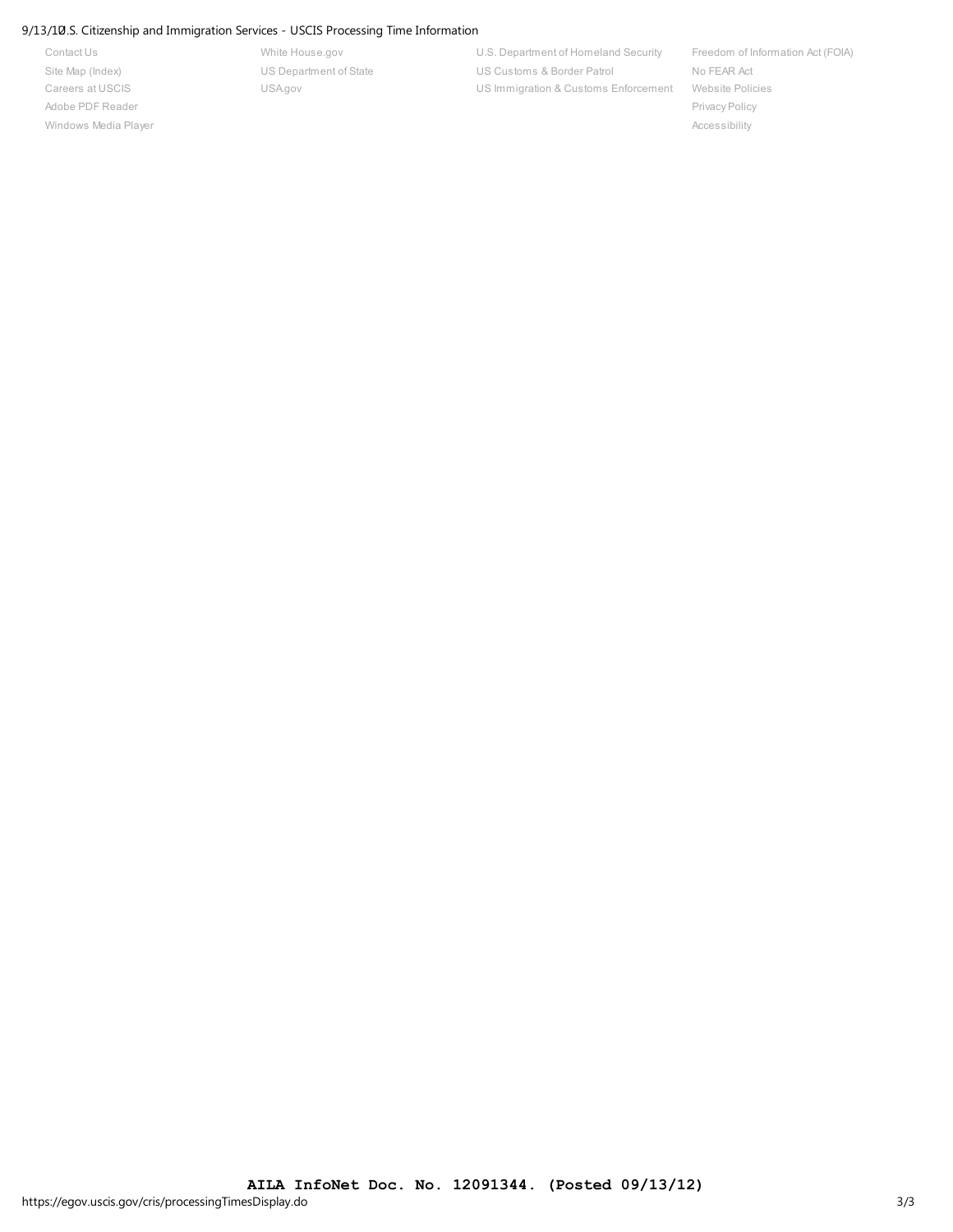Contact Us
Site Map (Index)
Careers at USCIS
Adobe PDF Reader
Windows Media Player

White House.gov
US Department of State
USA.gov

U.S. Department of Homeland Security
US Customs & Border Patrol
US Immigration & Customs Enforcement

Freedom of Information Act (FOIA)
No FEAR Act
Website Policies
Privacy Policy
Accessibility

**AILA InfoNet Doc. No. 12091344. (Posted 09/13/12)**